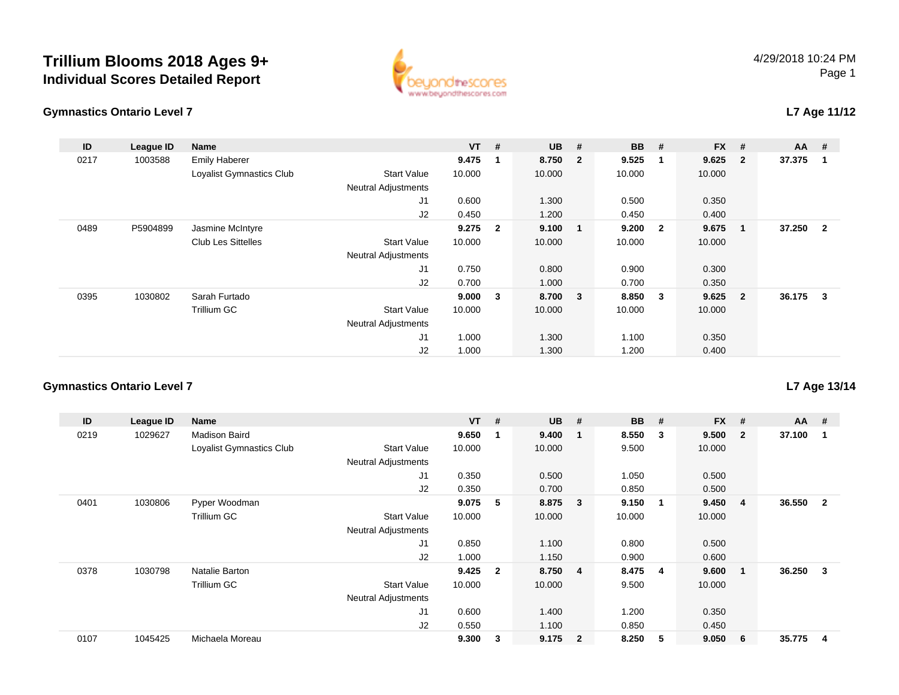# Trillium Blooms 2018 Ages 9+

## Individual Scores Detailed Report

4/29/2018 10:24 PM

### Gymnastics Ontario Level 7

**L7 Age 11/12**

| ID | League ID | Name | | VT | # | UB | # | BB | # | FX | # | AA | # |
|---|---|---|---|---|---|---|---|---|---|---|---|---|---|
| 0217 | 1003588 | Emily Haberer | | **9.475** | **1** | **8.750** | **2** | **9.525** | **1** | **9.625** | **2** | **37.375** | **1** |
| | | Loyalist Gymnastics Club | Start Value | 10.000 | | 10.000 | | 10.000 | | 10.000 | | | |
| | | | Neutral Adjustments | | | | | | | | | | |
| | | | J1 | 0.600 | | 1.300 | | 0.500 | | 0.350 | | | |
| | | | J2 | 0.450 | | 1.200 | | 0.450 | | 0.400 | | | |
| 0489 | P5904899 | Jasmine McIntyre | | **9.275** | **2** | **9.100** | **1** | **9.200** | **2** | **9.675** | **1** | **37.250** | **2** |
| | | Club Les Sittelles | Start Value | 10.000 | | 10.000 | | 10.000 | | 10.000 | | | |
| | | | Neutral Adjustments | | | | | | | | | | |
| | | | J1 | 0.750 | | 0.800 | | 0.900 | | 0.300 | | | |
| | | | J2 | 0.700 | | 1.000 | | 0.700 | | 0.350 | | | |
| 0395 | 1030802 | Sarah Furtado | | **9.000** | **3** | **8.700** | **3** | **8.850** | **3** | **9.625** | **2** | **36.175** | **3** |
| | | Trillium GC | Start Value | 10.000 | | 10.000 | | 10.000 | | 10.000 | | | |
| | | | Neutral Adjustments | | | | | | | | | | |
| | | | J1 | 1.000 | | 1.300 | | 1.100 | | 0.350 | | | |
| | | | J2 | 1.000 | | 1.300 | | 1.200 | | 0.400 | | | |

### Gymnastics Ontario Level 7

**L7 Age 13/14**

| ID | League ID | Name | | VT | # | UB | # | BB | # | FX | # | AA | # |
|---|---|---|---|---|---|---|---|---|---|---|---|---|---|
| 0219 | 1029627 | Madison Baird | | **9.650** | **1** | **9.400** | **1** | **8.550** | **3** | **9.500** | **2** | **37.100** | **1** |
| | | Loyalist Gymnastics Club | Start Value | 10.000 | | 10.000 | | 9.500 | | 10.000 | | | |
| | | | Neutral Adjustments | | | | | | | | | | |
| | | | J1 | 0.350 | | 0.500 | | 1.050 | | 0.500 | | | |
| | | | J2 | 0.350 | | 0.700 | | 0.850 | | 0.500 | | | |
| 0401 | 1030806 | Pyper Woodman | | **9.075** | **5** | **8.875** | **3** | **9.150** | **1** | **9.450** | **4** | **36.550** | **2** |
| | | Trillium GC | Start Value | 10.000 | | 10.000 | | 10.000 | | 10.000 | | | |
| | | | Neutral Adjustments | | | | | | | | | | |
| | | | J1 | 0.850 | | 1.100 | | 0.800 | | 0.500 | | | |
| | | | J2 | 1.000 | | 1.150 | | 0.900 | | 0.600 | | | |
| 0378 | 1030798 | Natalie Barton | | **9.425** | **2** | **8.750** | **4** | **8.475** | **4** | **9.600** | **1** | **36.250** | **3** |
| | | Trillium GC | Start Value | 10.000 | | 10.000 | | 9.500 | | 10.000 | | | |
| | | | Neutral Adjustments | | | | | | | | | | |
| | | | J1 | 0.600 | | 1.400 | | 1.200 | | 0.350 | | | |
| | | | J2 | 0.550 | | 1.100 | | 0.850 | | 0.450 | | | |
| 0107 | 1045425 | Michaela Moreau | | **9.300** | **3** | **9.175** | **2** | **8.250** | **5** | **9.050** | **6** | **35.775** | **4** |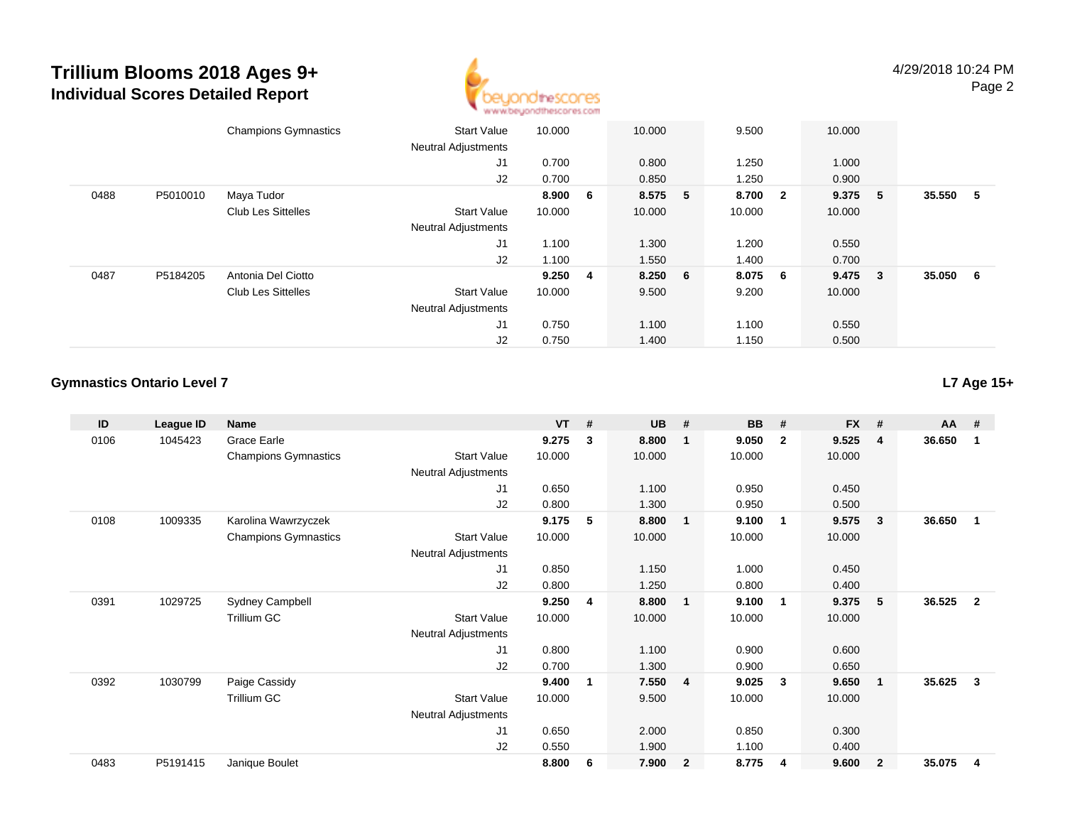# Trillium Blooms 2018 Ages 9+
## Individual Scores Detailed Report

4/29/2018 10:24 PM

| ID | League ID | Name | | VT | # | UB | # | BB | # | FX | # | AA | # |
|---|---|---|---|---|---|---|---|---|---|---|---|---|---|
| | | Champions Gymnastics | Start Value | 10.000 | | 10.000 | | 9.500 | | 10.000 | | | |
| | | | Neutral Adjustments | | | | | | | | | | |
| | | | J1 | 0.700 | | 0.800 | | 1.250 | | 1.000 | | | |
| | | | J2 | 0.700 | | 0.850 | | 1.250 | | 0.900 | | | |
| 0488 | P5010010 | Maya Tudor | | **8.900** | **6** | **8.575** | **5** | **8.700** | **2** | **9.375** | **5** | **35.550** | **5** |
| | | Club Les Sittelles | Start Value | 10.000 | | 10.000 | | 10.000 | | 10.000 | | | |
| | | | Neutral Adjustments | | | | | | | | | | |
| | | | J1 | 1.100 | | 1.300 | | 1.200 | | 0.550 | | | |
| | | | J2 | 1.100 | | 1.550 | | 1.400 | | 0.700 | | | |
| 0487 | P5184205 | Antonia Del Ciotto | | **9.250** | **4** | **8.250** | **6** | **8.075** | **6** | **9.475** | **3** | **35.050** | **6** |
| | | Club Les Sittelles | Start Value | 10.000 | | 9.500 | | 9.200 | | 10.000 | | | |
| | | | Neutral Adjustments | | | | | | | | | | |
| | | | J1 | 0.750 | | 1.100 | | 1.100 | | 0.550 | | | |
| | | | J2 | 0.750 | | 1.400 | | 1.150 | | 0.500 | | | |

### Gymnastics Ontario Level 7

**L7 Age 15+**

| ID | League ID | Name | | VT | # | UB | # | BB | # | FX | # | AA | # |
|---|---|---|---|---|---|---|---|---|---|---|---|---|---|
| 0106 | 1045423 | Grace Earle | | **9.275** | **3** | **8.800** | **1** | **9.050** | **2** | **9.525** | **4** | **36.650** | **1** |
| | | Champions Gymnastics | Start Value | 10.000 | | 10.000 | | 10.000 | | 10.000 | | | |
| | | | Neutral Adjustments | | | | | | | | | | |
| | | | J1 | 0.650 | | 1.100 | | 0.950 | | 0.450 | | | |
| | | | J2 | 0.800 | | 1.300 | | 0.950 | | 0.500 | | | |
| 0108 | 1009335 | Karolina Wawrzyczek | | **9.175** | **5** | **8.800** | **1** | **9.100** | **1** | **9.575** | **3** | **36.650** | **1** |
| | | Champions Gymnastics | Start Value | 10.000 | | 10.000 | | 10.000 | | 10.000 | | | |
| | | | Neutral Adjustments | | | | | | | | | | |
| | | | J1 | 0.850 | | 1.150 | | 1.000 | | 0.450 | | | |
| | | | J2 | 0.800 | | 1.250 | | 0.800 | | 0.400 | | | |
| 0391 | 1029725 | Sydney Campbell | | **9.250** | **4** | **8.800** | **1** | **9.100** | **1** | **9.375** | **5** | **36.525** | **2** |
| | | Trillium GC | Start Value | 10.000 | | 10.000 | | 10.000 | | 10.000 | | | |
| | | | Neutral Adjustments | | | | | | | | | | |
| | | | J1 | 0.800 | | 1.100 | | 0.900 | | 0.600 | | | |
| | | | J2 | 0.700 | | 1.300 | | 0.900 | | 0.650 | | | |
| 0392 | 1030799 | Paige Cassidy | | **9.400** | **1** | **7.550** | **4** | **9.025** | **3** | **9.650** | **1** | **35.625** | **3** |
| | | Trillium GC | Start Value | 10.000 | | 9.500 | | 10.000 | | 10.000 | | | |
| | | | Neutral Adjustments | | | | | | | | | | |
| | | | J1 | 0.650 | | 2.000 | | 0.850 | | 0.300 | | | |
| | | | J2 | 0.550 | | 1.900 | | 1.100 | | 0.400 | | | |
| 0483 | P5191415 | Janique Boulet | | **8.800** | **6** | **7.900** | **2** | **8.775** | **4** | **9.600** | **2** | **35.075** | **4** |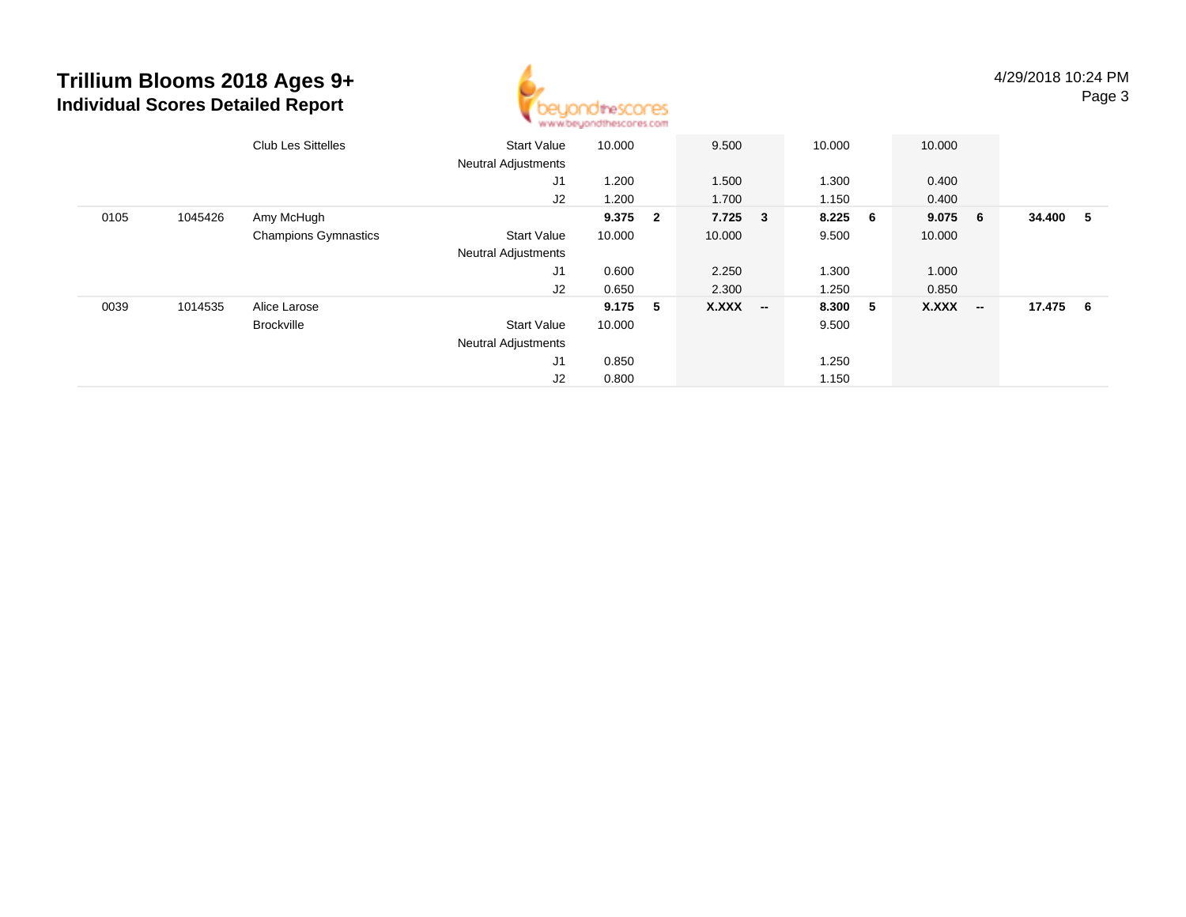# Trillium Blooms 2018 Ages 9+
## Individual Scores Detailed Report

4/29/2018 10:24 PM

| | | | | | | | | | | | | | |
|---|---|---|---|---|---|---|---|---|---|---|---|---|---|
| | | Club Les Sittelles | Start Value | 10.000 | | 9.500 | | 10.000 | | 10.000 | | | |
| | | | Neutral Adjustments | | | | | | | | | | |
| | | | J1 | 1.200 | | 1.500 | | 1.300 | | 0.400 | | | |
| | | | J2 | 1.200 | | 1.700 | | 1.150 | | 0.400 | | | |
| 0105 | 1045426 | Amy McHugh | | **9.375** | **2** | **7.725** | **3** | **8.225** | **6** | **9.075** | **6** | **34.400** | **5** |
| | | Champions Gymnastics | Start Value | 10.000 | | 10.000 | | 9.500 | | 10.000 | | | |
| | | | Neutral Adjustments | | | | | | | | | | |
| | | | J1 | 0.600 | | 2.250 | | 1.300 | | 1.000 | | | |
| | | | J2 | 0.650 | | 2.300 | | 1.250 | | 0.850 | | | |
| 0039 | 1014535 | Alice Larose | | **9.175** | **5** | **X.XXX** | **--** | **8.300** | **5** | **X.XXX** | **--** | **17.475** | **6** |
| | | Brockville | Start Value | 10.000 | | | | 9.500 | | | | | |
| | | | Neutral Adjustments | | | | | | | | | | |
| | | | J1 | 0.850 | | | | 1.250 | | | | | |
| | | | J2 | 0.800 | | | | 1.150 | | | | | |